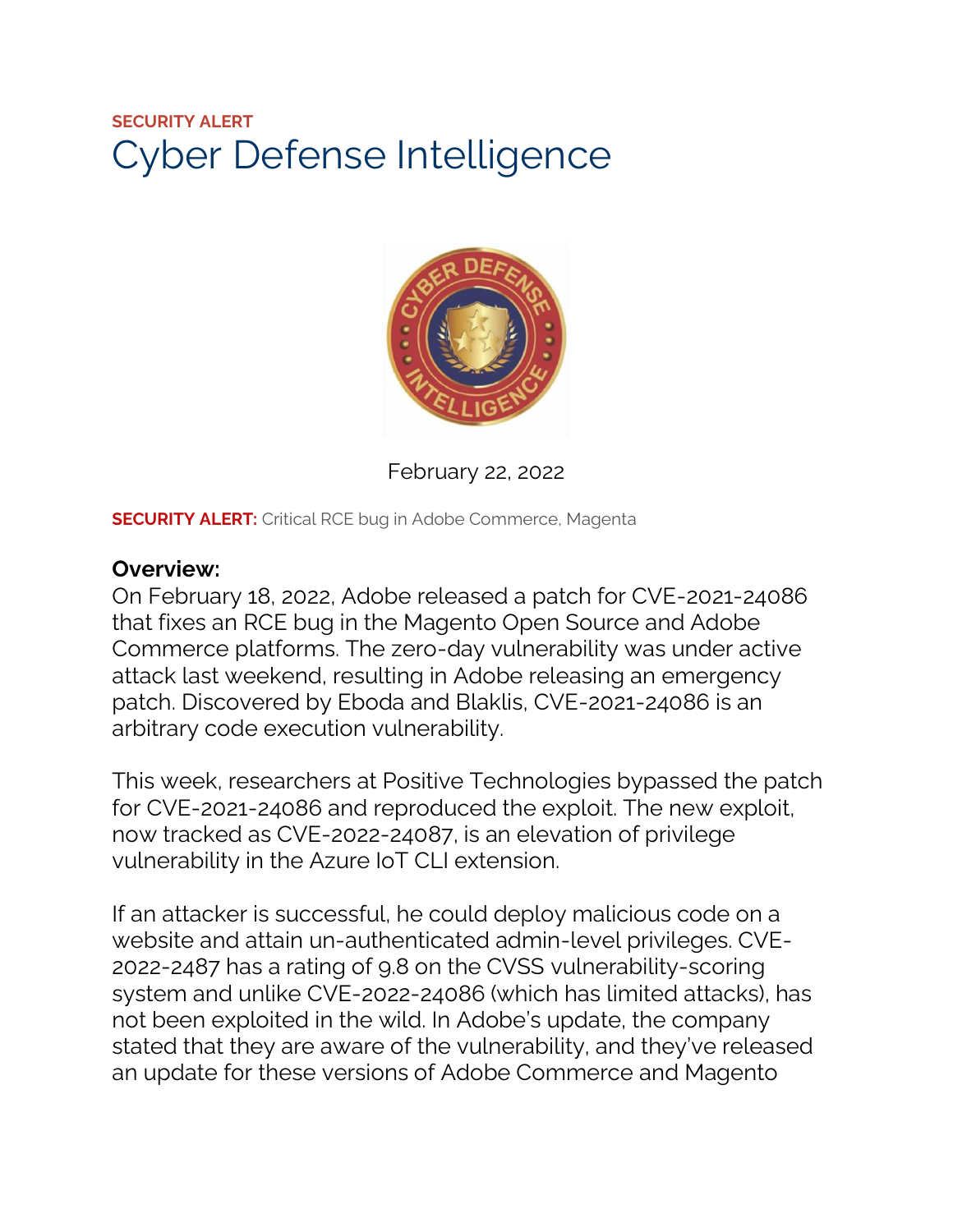**SECURITY ALERT**

# Cyber Defense Intelligence

February 22, 2022

**SECURITY ALERT:** Critical RCE bug in Adobe Commerce, Magenta

**Overview:**

On February 18, 2022, Adobe released a patch for CVE-2021-24086 that fixes an RCE bug in the Magento Open Source and Adobe Commerce platforms. The zero-day vulnerability was under active attack last weekend, resulting in Adobe releasing an emergency patch. Discovered by Eboda and Blaklis, CVE-2021-24086 is an arbitrary code execution vulnerability.

This week, researchers at Positive Technologies bypassed the patch for CVE-2021-24086 and reproduced the exploit. The new exploit, now tracked as CVE-2022-24087, is an elevation of privilege vulnerability in the Azure IoT CLI extension.

If an attacker is successful, he could deploy malicious code on a website and attain un-authenticated admin-level privileges. CVE-2022-2487 has a rating of 9.8 on the CVSS vulnerability-scoring system and unlike CVE-2022-24086 (which has limited attacks), has not been exploited in the wild. In Adobe's update, the company stated that they are aware of the vulnerability, and they've released an update for these versions of Adobe Commerce and Magento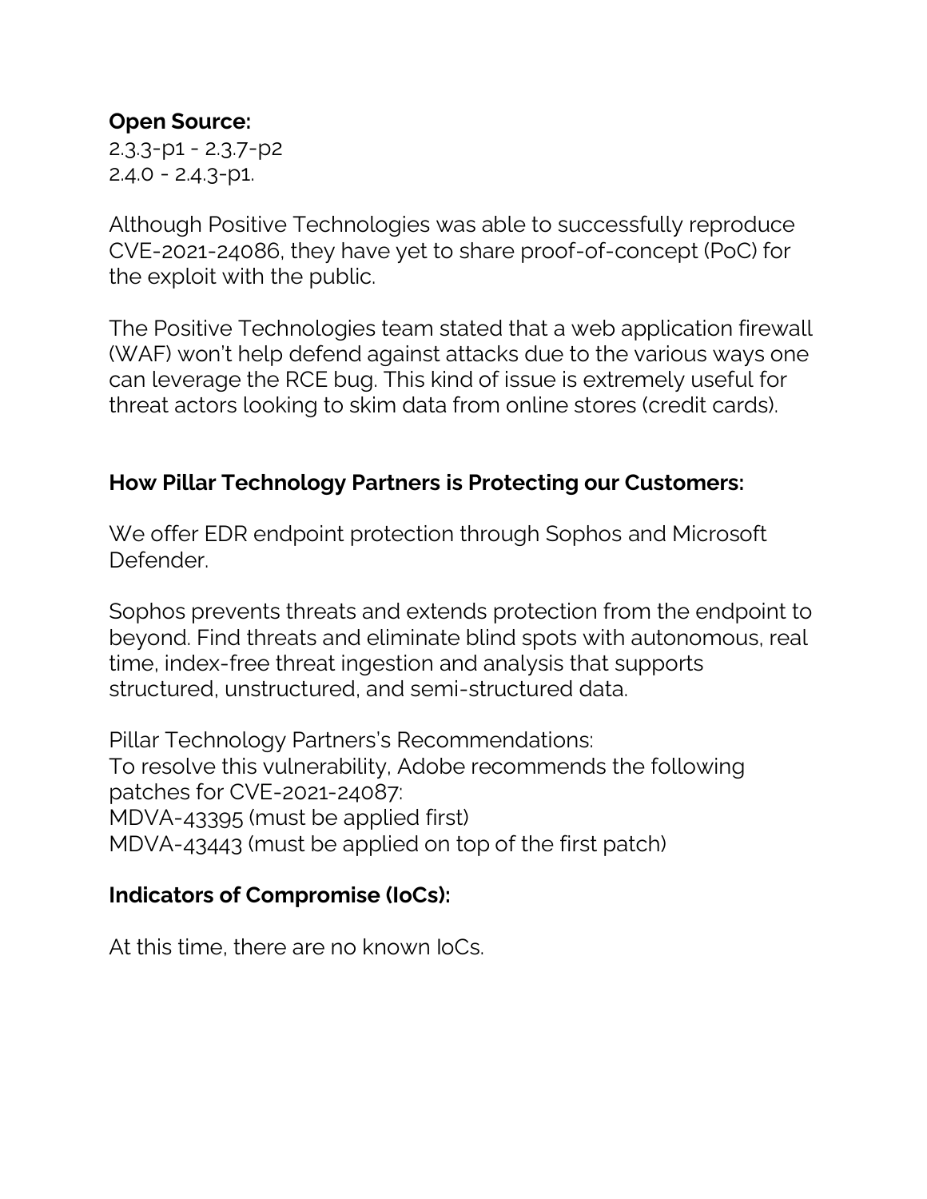**Open Source:**
2.3.3-p1 - 2.3.7-p2
2.4.0 - 2.4.3-p1.

Although Positive Technologies was able to successfully reproduce CVE-2021-24086, they have yet to share proof-of-concept (PoC) for the exploit with the public.

The Positive Technologies team stated that a web application firewall (WAF) won't help defend against attacks due to the various ways one can leverage the RCE bug. This kind of issue is extremely useful for threat actors looking to skim data from online stores (credit cards).

**How Pillar Technology Partners is Protecting our Customers:**

We offer EDR endpoint protection through Sophos and Microsoft Defender.

Sophos prevents threats and extends protection from the endpoint to beyond. Find threats and eliminate blind spots with autonomous, real time, index-free threat ingestion and analysis that supports structured, unstructured, and semi-structured data.

Pillar Technology Partners's Recommendations:
To resolve this vulnerability, Adobe recommends the following patches for CVE-2021-24087:
MDVA-43395 (must be applied first)
MDVA-43443 (must be applied on top of the first patch)

**Indicators of Compromise (IoCs):**

At this time, there are no known IoCs.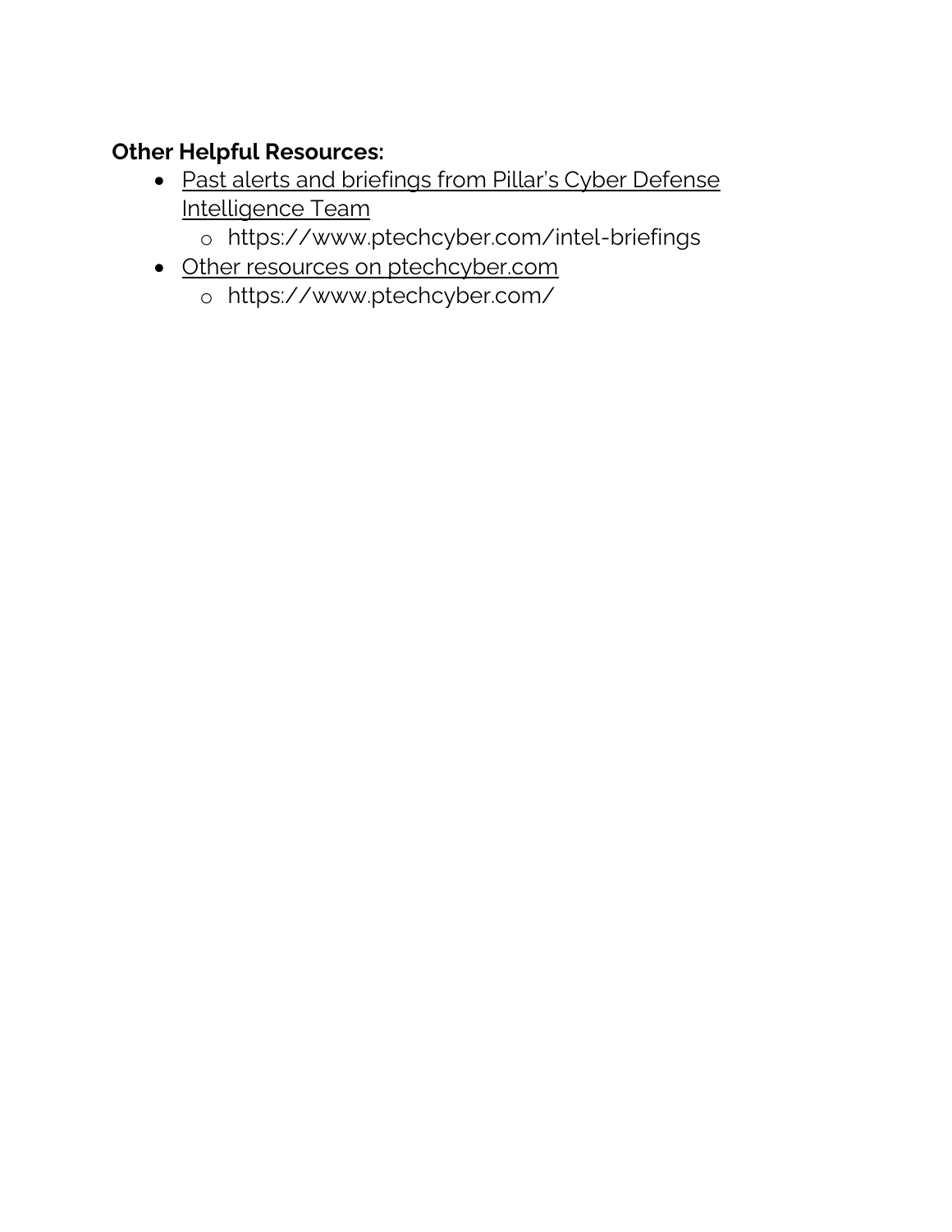**Other Helpful Resources:**

- Past alerts and briefings from Pillar's Cyber Defense Intelligence Team
  - https://www.ptechcyber.com/intel-briefings
- Other resources on ptechcyber.com
  - https://www.ptechcyber.com/